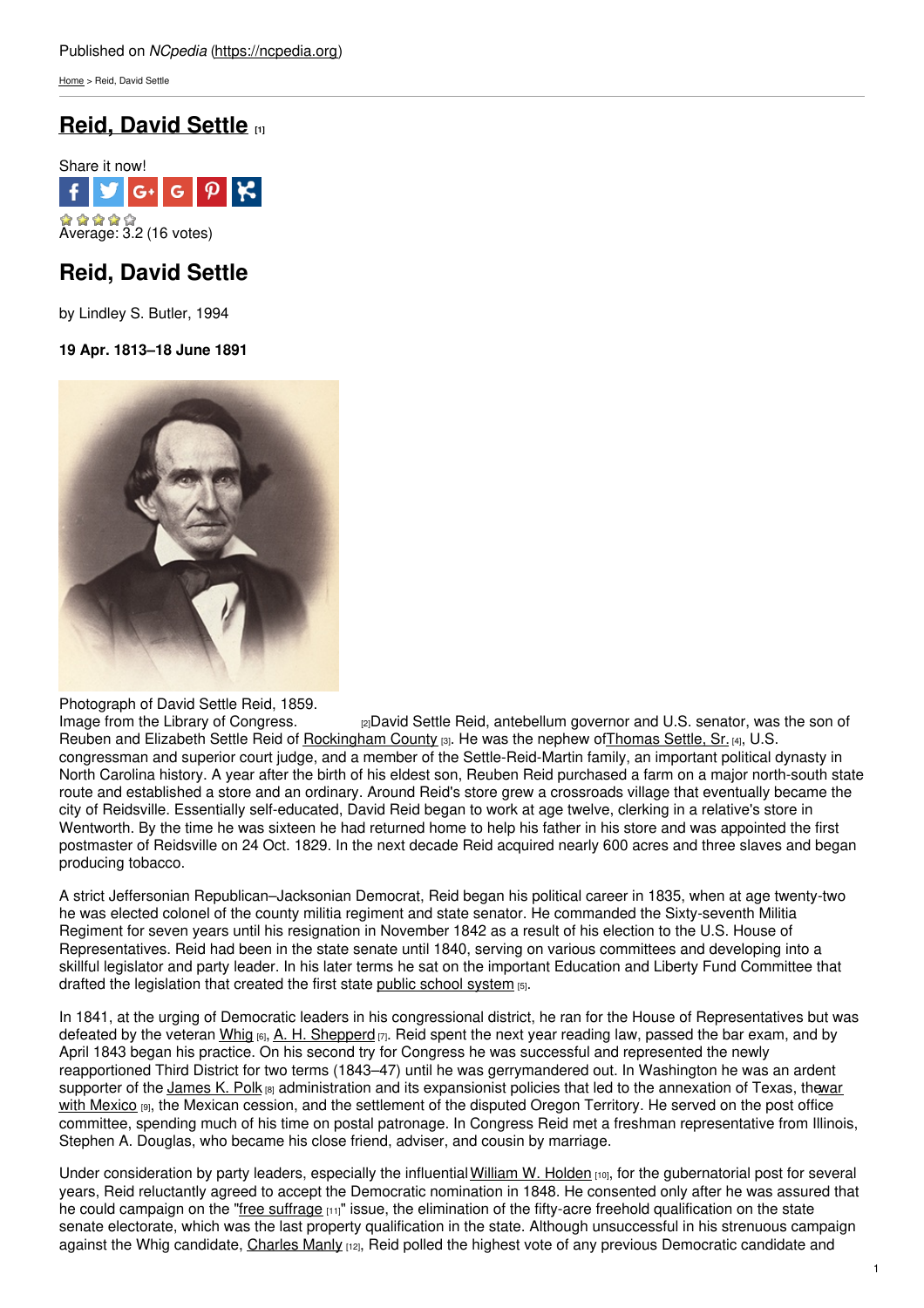Published on *NCpedia* (https://ncpedia.org)

Home > Reid, David Settle

# Reid, David Settle [1]

Share it now!

Average: 3.2 (16 votes)

## Reid, David Settle

by Lindley S. Butler, 1994

**19 Apr. 1813–18 June 1891**

Photograph of David Settle Reid, 1859.
Image from the Library of Congress. [2]

David Settle Reid, antebellum governor and U.S. senator, was the son of Reuben and Elizabeth Settle Reid of Rockingham County [3]. He was the nephew of Thomas Settle, Sr. [4], U.S. congressman and superior court judge, and a member of the Settle-Reid-Martin family, an important political dynasty in North Carolina history. A year after the birth of his eldest son, Reuben Reid purchased a farm on a major north-south state route and established a store and an ordinary. Around Reid's store grew a crossroads village that eventually became the city of Reidsville. Essentially self-educated, David Reid began to work at age twelve, clerking in a relative's store in Wentworth. By the time he was sixteen he had returned home to help his father in his store and was appointed the first postmaster of Reidsville on 24 Oct. 1829. In the next decade Reid acquired nearly 600 acres and three slaves and began producing tobacco.

A strict Jeffersonian Republican–Jacksonian Democrat, Reid began his political career in 1835, when at age twenty-two he was elected colonel of the county militia regiment and state senator. He commanded the Sixty-seventh Militia Regiment for seven years until his resignation in November 1842 as a result of his election to the U.S. House of Representatives. Reid had been in the state senate until 1840, serving on various committees and developing into a skillful legislator and party leader. In his later terms he sat on the important Education and Liberty Fund Committee that drafted the legislation that created the first state public school system [5].

In 1841, at the urging of Democratic leaders in his congressional district, he ran for the House of Representatives but was defeated by the veteran Whig [6], A. H. Shepperd [7]. Reid spent the next year reading law, passed the bar exam, and by April 1843 began his practice. On his second try for Congress he was successful and represented the newly reapportioned Third District for two terms (1843–47) until he was gerrymandered out. In Washington he was an ardent supporter of the James K. Polk [8] administration and its expansionist policies that led to the annexation of Texas, the war with Mexico [9], the Mexican cession, and the settlement of the disputed Oregon Territory. He served on the post office committee, spending much of his time on postal patronage. In Congress Reid met a freshman representative from Illinois, Stephen A. Douglas, who became his close friend, adviser, and cousin by marriage.

Under consideration by party leaders, especially the influential William W. Holden [10], for the gubernatorial post for several years, Reid reluctantly agreed to accept the Democratic nomination in 1848. He consented only after he was assured that he could campaign on the "free suffrage [11]" issue, the elimination of the fifty-acre freehold qualification on the state senate electorate, which was the last property qualification in the state. Although unsuccessful in his strenuous campaign against the Whig candidate, Charles Manly [12], Reid polled the highest vote of any previous Democratic candidate and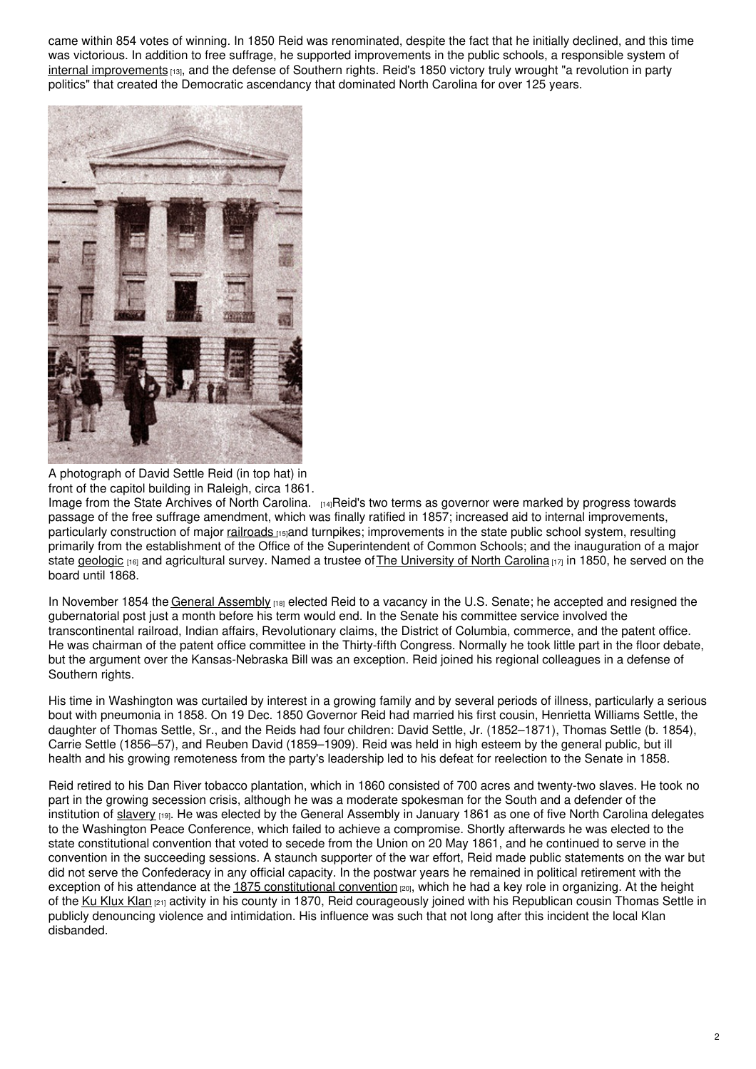came within 854 votes of winning. In 1850 Reid was renominated, despite the fact that he initially declined, and this time was victorious. In addition to free suffrage, he supported improvements in the public schools, a responsible system of internal improvements [13], and the defense of Southern rights. Reid's 1850 victory truly wrought "a revolution in party politics" that created the Democratic ascendancy that dominated North Carolina for over 125 years.

A photograph of David Settle Reid (in top hat) in front of the capitol building in Raleigh, circa 1861.
Image from the State Archives of North Carolina. [14]

Reid's two terms as governor were marked by progress towards passage of the free suffrage amendment, which was finally ratified in 1857; increased aid to internal improvements, particularly construction of major railroads [15] and turnpikes; improvements in the state public school system, resulting primarily from the establishment of the Office of the Superintendent of Common Schools; and the inauguration of a major state geologic [16] and agricultural survey. Named a trustee of The University of North Carolina [17] in 1850, he served on the board until 1868.

In November 1854 the General Assembly [18] elected Reid to a vacancy in the U.S. Senate; he accepted and resigned the gubernatorial post just a month before his term would end. In the Senate his committee service involved the transcontinental railroad, Indian affairs, Revolutionary claims, the District of Columbia, commerce, and the patent office. He was chairman of the patent office committee in the Thirty-fifth Congress. Normally he took little part in the floor debate, but the argument over the Kansas-Nebraska Bill was an exception. Reid joined his regional colleagues in a defense of Southern rights.

His time in Washington was curtailed by interest in a growing family and by several periods of illness, particularly a serious bout with pneumonia in 1858. On 19 Dec. 1850 Governor Reid had married his first cousin, Henrietta Williams Settle, the daughter of Thomas Settle, Sr., and the Reids had four children: David Settle, Jr. (1852–1871), Thomas Settle (b. 1854), Carrie Settle (1856–57), and Reuben David (1859–1909). Reid was held in high esteem by the general public, but ill health and his growing remoteness from the party's leadership led to his defeat for reelection to the Senate in 1858.

Reid retired to his Dan River tobacco plantation, which in 1860 consisted of 700 acres and twenty-two slaves. He took no part in the growing secession crisis, although he was a moderate spokesman for the South and a defender of the institution of slavery [19]. He was elected by the General Assembly in January 1861 as one of five North Carolina delegates to the Washington Peace Conference, which failed to achieve a compromise. Shortly afterwards he was elected to the state constitutional convention that voted to secede from the Union on 20 May 1861, and he continued to serve in the convention in the succeeding sessions. A staunch supporter of the war effort, Reid made public statements on the war but did not serve the Confederacy in any official capacity. In the postwar years he remained in political retirement with the exception of his attendance at the 1875 constitutional convention [20], which he had a key role in organizing. At the height of the Ku Klux Klan [21] activity in his county in 1870, Reid courageously joined with his Republican cousin Thomas Settle in publicly denouncing violence and intimidation. His influence was such that not long after this incident the local Klan disbanded.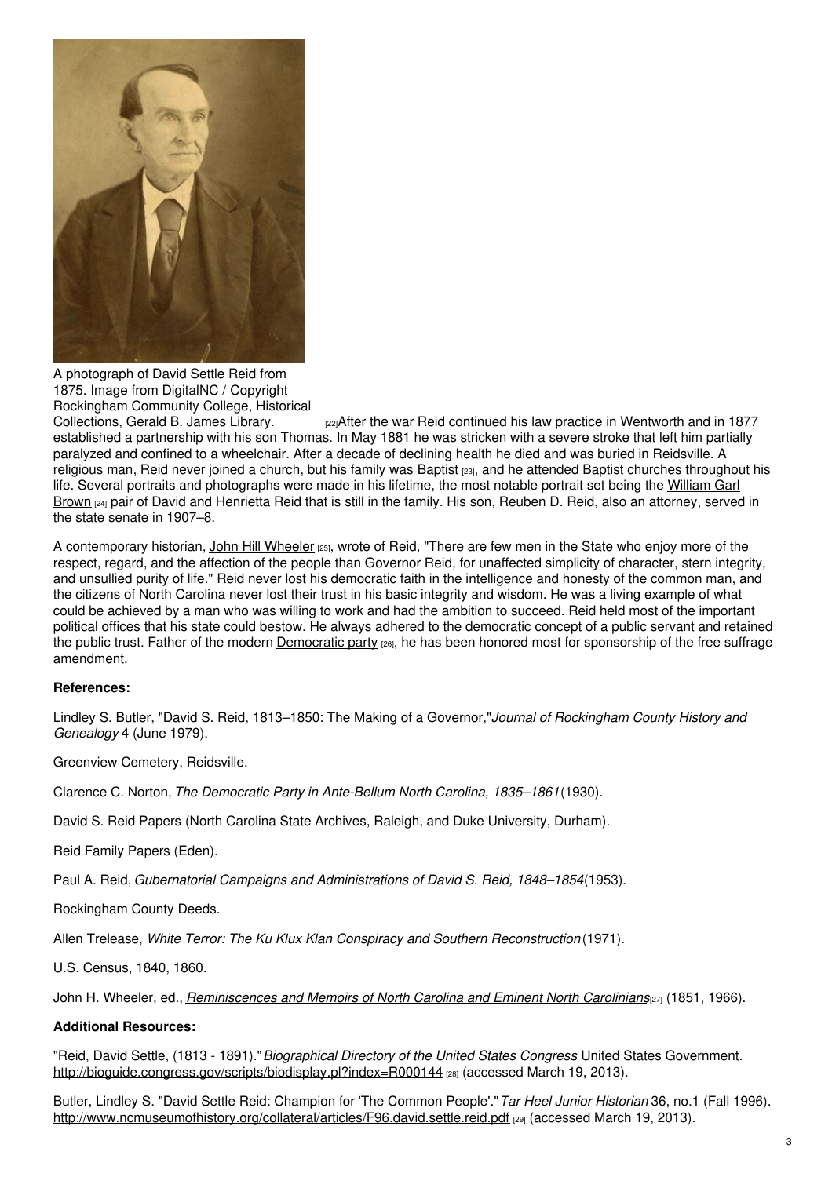A photograph of David Settle Reid from 1875. Image from DigitalNC / Copyright Rockingham Community College, Historical Collections, Gerald B. James Library. [22]

After the war Reid continued his law practice in Wentworth and in 1877 established a partnership with his son Thomas. In May 1881 he was stricken with a severe stroke that left him partially paralyzed and confined to a wheelchair. After a decade of declining health he died and was buried in Reidsville. A religious man, Reid never joined a church, but his family was Baptist [23], and he attended Baptist churches throughout his life. Several portraits and photographs were made in his lifetime, the most notable portrait set being the William Garl Brown [24] pair of David and Henrietta Reid that is still in the family. His son, Reuben D. Reid, also an attorney, served in the state senate in 1907–8.

A contemporary historian, John Hill Wheeler [25], wrote of Reid, "There are few men in the State who enjoy more of the respect, regard, and the affection of the people than Governor Reid, for unaffected simplicity of character, stern integrity, and unsullied purity of life." Reid never lost his democratic faith in the intelligence and honesty of the common man, and the citizens of North Carolina never lost their trust in his basic integrity and wisdom. He was a living example of what could be achieved by a man who was willing to work and had the ambition to succeed. Reid held most of the important political offices that his state could bestow. He always adhered to the democratic concept of a public servant and retained the public trust. Father of the modern Democratic party [26], he has been honored most for sponsorship of the free suffrage amendment.

**References:**

Lindley S. Butler, "David S. Reid, 1813–1850: The Making of a Governor,"*Journal of Rockingham County History and Genealogy* 4 (June 1979).

Greenview Cemetery, Reidsville.

Clarence C. Norton, *The Democratic Party in Ante-Bellum North Carolina, 1835–1861*(1930).

David S. Reid Papers (North Carolina State Archives, Raleigh, and Duke University, Durham).

Reid Family Papers (Eden).

Paul A. Reid, *Gubernatorial Campaigns and Administrations of David S. Reid, 1848–1854*(1953).

Rockingham County Deeds.

Allen Trelease, *White Terror: The Ku Klux Klan Conspiracy and Southern Reconstruction*(1971).

U.S. Census, 1840, 1860.

John H. Wheeler, ed., *Reminiscences and Memoirs of North Carolina and Eminent North Carolinians*[27] (1851, 1966).

**Additional Resources:**

"Reid, David Settle, (1813 - 1891)."*Biographical Directory of the United States Congress* United States Government. http://bioguide.congress.gov/scripts/biodisplay.pl?index=R000144 [28] (accessed March 19, 2013).

Butler, Lindley S. "David Settle Reid: Champion for 'The Common People'."*Tar Heel Junior Historian* 36, no.1 (Fall 1996). http://www.ncmuseumofhistory.org/collateral/articles/F96.david.settle.reid.pdf [29] (accessed March 19, 2013).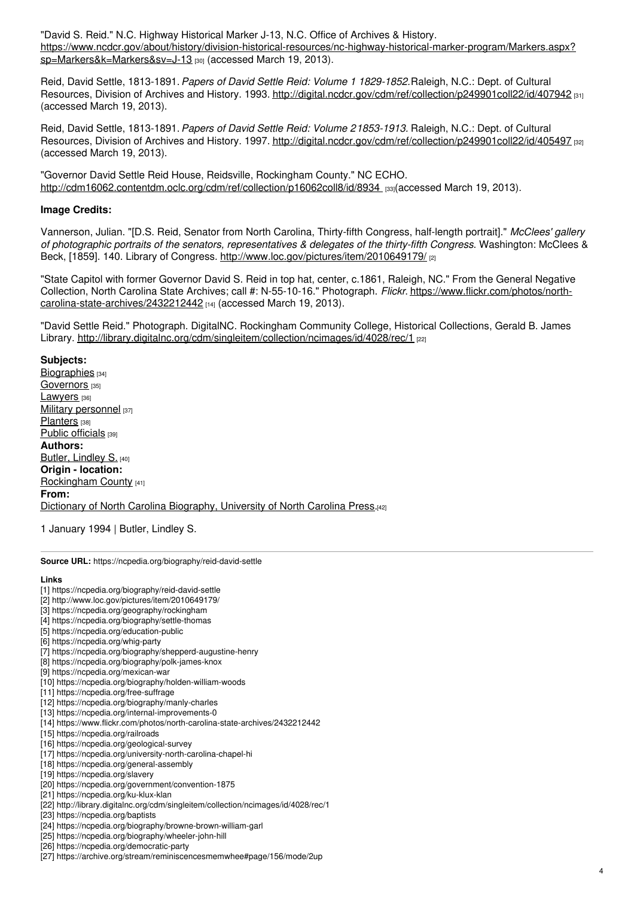"David S. Reid." N.C. Highway Historical Marker J-13, N.C. Office of Archives & History. https://www.ncdcr.gov/about/history/division-historical-resources/nc-highway-historical-marker-program/Markers.aspx?sp=Markers&k=Markers&sv=J-13 [30] (accessed March 19, 2013).

Reid, David Settle, 1813-1891. *Papers of David Settle Reid: Volume 1 1829-1852.* Raleigh, N.C.: Dept. of Cultural Resources, Division of Archives and History. 1993. http://digital.ncdcr.gov/cdm/ref/collection/p249901coll22/id/407942 [31] (accessed March 19, 2013).

Reid, David Settle, 1813-1891. *Papers of David Settle Reid: Volume 2 1853-1913.* Raleigh, N.C.: Dept. of Cultural Resources, Division of Archives and History. 1997. http://digital.ncdcr.gov/cdm/ref/collection/p249901coll22/id/405497 [32] (accessed March 19, 2013).

"Governor David Settle Reid House, Reidsville, Rockingham County." NC ECHO. http://cdm16062.contentdm.oclc.org/cdm/ref/collection/p16062coll8/id/8934 [33] (accessed March 19, 2013).

**Image Credits:**

Vannerson, Julian. "[D.S. Reid, Senator from North Carolina, Thirty-fifth Congress, half-length portrait]." *McClees' gallery of photographic portraits of the senators, representatives & delegates of the thirty-fifth Congress*. Washington: McClees & Beck, [1859]. 140. Library of Congress. http://www.loc.gov/pictures/item/2010649179/ [2]

"State Capitol with former Governor David S. Reid in top hat, center, c.1861, Raleigh, NC." From the General Negative Collection, North Carolina State Archives; call #: N-55-10-16." Photograph. *Flickr*. https://www.flickr.com/photos/north-carolina-state-archives/2432212442 [14] (accessed March 19, 2013).

"David Settle Reid." Photograph. DigitalNC. Rockingham Community College, Historical Collections, Gerald B. James Library. http://library.digitalnc.org/cdm/singleitem/collection/ncimages/id/4028/rec/1 [22]

**Subjects:**
Biographies [34]
Governors [35]
Lawyers [36]
Military personnel [37]
Planters [38]
Public officials [39]
**Authors:**
Butler, Lindley S. [40]
**Origin - location:**
Rockingham County [41]
**From:**
Dictionary of North Carolina Biography, University of North Carolina Press.[42]

1 January 1994 | Butler, Lindley S.

---

**Source URL:** https://ncpedia.org/biography/reid-david-settle

**Links**
[1] https://ncpedia.org/biography/reid-david-settle
[2] http://www.loc.gov/pictures/item/2010649179/
[3] https://ncpedia.org/geography/rockingham
[4] https://ncpedia.org/biography/settle-thomas
[5] https://ncpedia.org/education-public
[6] https://ncpedia.org/whig-party
[7] https://ncpedia.org/biography/shepperd-augustine-henry
[8] https://ncpedia.org/biography/polk-james-knox
[9] https://ncpedia.org/mexican-war
[10] https://ncpedia.org/biography/holden-william-woods
[11] https://ncpedia.org/free-suffrage
[12] https://ncpedia.org/biography/manly-charles
[13] https://ncpedia.org/internal-improvements-0
[14] https://www.flickr.com/photos/north-carolina-state-archives/2432212442
[15] https://ncpedia.org/railroads
[16] https://ncpedia.org/geological-survey
[17] https://ncpedia.org/university-north-carolina-chapel-hi
[18] https://ncpedia.org/general-assembly
[19] https://ncpedia.org/slavery
[20] https://ncpedia.org/government/convention-1875
[21] https://ncpedia.org/ku-klux-klan
[22] http://library.digitalnc.org/cdm/singleitem/collection/ncimages/id/4028/rec/1
[23] https://ncpedia.org/baptists
[24] https://ncpedia.org/biography/browne-brown-william-garl
[25] https://ncpedia.org/biography/wheeler-john-hill
[26] https://ncpedia.org/democratic-party
[27] https://archive.org/stream/reminiscencesmemwhee#page/156/mode/2up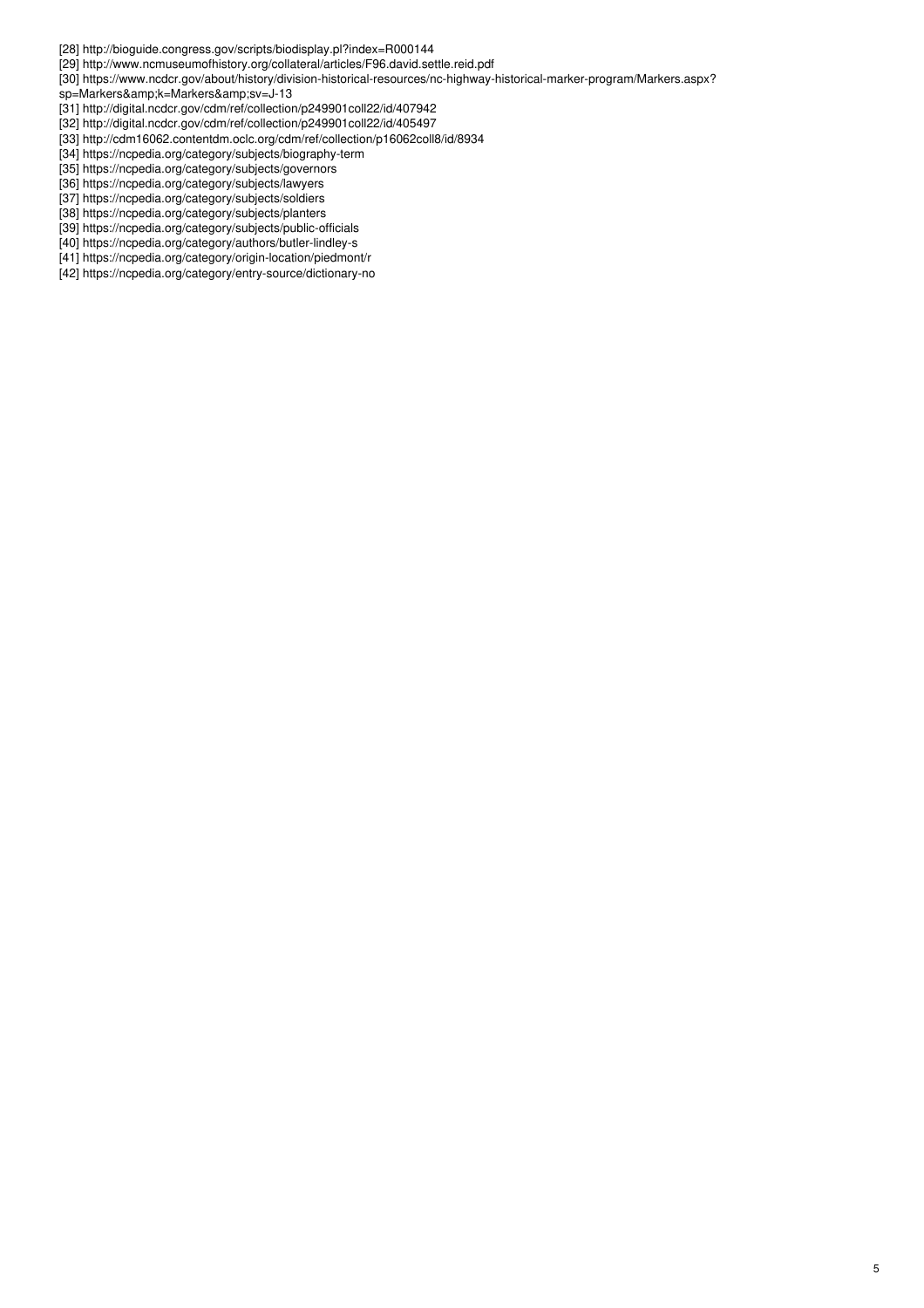[28] http://bioguide.congress.gov/scripts/biodisplay.pl?index=R000144
[29] http://www.ncmuseumofhistory.org/collateral/articles/F96.david.settle.reid.pdf
[30] https://www.ncdcr.gov/about/history/division-historical-resources/nc-highway-historical-marker-program/Markers.aspx?sp=Markers&amp;k=Markers&amp;sv=J-13
[31] http://digital.ncdcr.gov/cdm/ref/collection/p249901coll22/id/407942
[32] http://digital.ncdcr.gov/cdm/ref/collection/p249901coll22/id/405497
[33] http://cdm16062.contentdm.oclc.org/cdm/ref/collection/p16062coll8/id/8934
[34] https://ncpedia.org/category/subjects/biography-term
[35] https://ncpedia.org/category/subjects/governors
[36] https://ncpedia.org/category/subjects/lawyers
[37] https://ncpedia.org/category/subjects/soldiers
[38] https://ncpedia.org/category/subjects/planters
[39] https://ncpedia.org/category/subjects/public-officials
[40] https://ncpedia.org/category/authors/butler-lindley-s
[41] https://ncpedia.org/category/origin-location/piedmont/r
[42] https://ncpedia.org/category/entry-source/dictionary-no